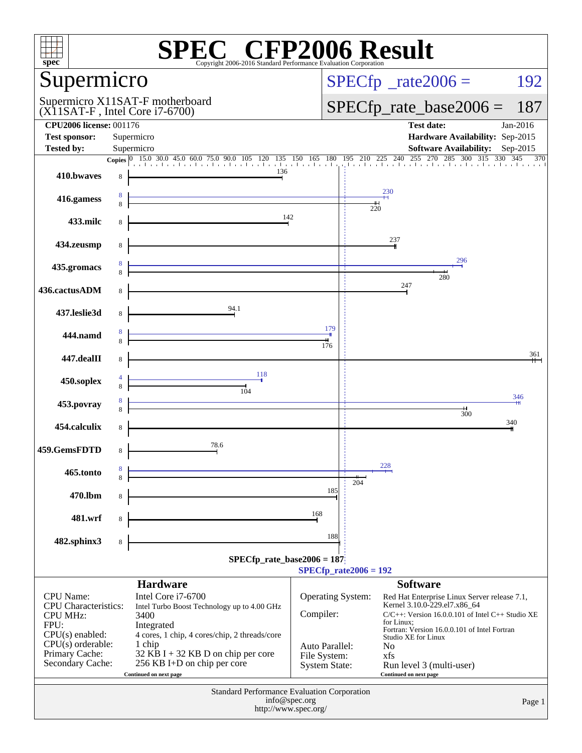# SPEC® CFP2006 Result

Copyright 2006-2016 Standard Performance Evaluation Corporation

## Supermicro

Supermicro X11SAT-F motherboard (X11SAT-F , Intel Core i7-6700)

SPECfp_rate2006 = 192

SPECfp_rate_base2006 = 187

| | | | |
|---|---|---|---|
| **CPU2006 license:** | 001176 | **Test date:** | Jan-2016 |
| **Test sponsor:** | Supermicro | **Hardware Availability:** | Sep-2015 |
| **Tested by:** | Supermicro | **Software Availability:** | Sep-2015 |

| Benchmark | Copies (peak) | Copies (base) | Peak | Base |
|---|---|---|---|---|
| 410.bwaves | | 8 | | 136 |
| 416.gamess | 8 | 8 | 230 | 220 |
| 433.milc | | 8 | | 142 |
| 434.zeusmp | | 8 | | 237 |
| 435.gromacs | 8 | 8 | 296 | 280 |
| 436.cactusADM | | 8 | | 247 |
| 437.leslie3d | | 8 | | 94.1 |
| 444.namd | 8 | 8 | 179 | 176 |
| 447.dealII | | 8 | | 361 |
| 450.soplex | 4 | 8 | 118 | 104 |
| 453.povray | 8 | 8 | 346 | 300 |
| 454.calculix | | 8 | | 340 |
| 459.GemsFDTD | | 8 | | 78.6 |
| 465.tonto | 8 | 8 | 228 | 204 |
| 470.lbm | | 8 | | 185 |
| 481.wrf | | 8 | | 168 |
| 482.sphinx3 | | 8 | | 188 |

SPECfp_rate_base2006 = 187

SPECfp_rate2006 = 192

### Hardware

| | |
|---|---|
| CPU Name: | Intel Core i7-6700 |
| CPU Characteristics: | Intel Turbo Boost Technology up to 4.00 GHz |
| CPU MHz: | 3400 |
| FPU: | Integrated |
| CPU(s) enabled: | 4 cores, 1 chip, 4 cores/chip, 2 threads/core |
| CPU(s) orderable: | 1 chip |
| Primary Cache: | 32 KB I + 32 KB D on chip per core |
| Secondary Cache: | 256 KB I+D on chip per core |

Continued on next page

### Software

| | |
|---|---|
| Operating System: | Red Hat Enterprise Linux Server release 7.1, Kernel 3.10.0-229.el7.x86_64 |
| Compiler: | C/C++: Version 16.0.0.101 of Intel C++ Studio XE for Linux; Fortran: Version 16.0.0.101 of Intel Fortran Studio XE for Linux |
| Auto Parallel: | No |
| File System: | xfs |
| System State: | Run level 3 (multi-user) |

Continued on next page

Standard Performance Evaluation Corporation
info@spec.org
http://www.spec.org/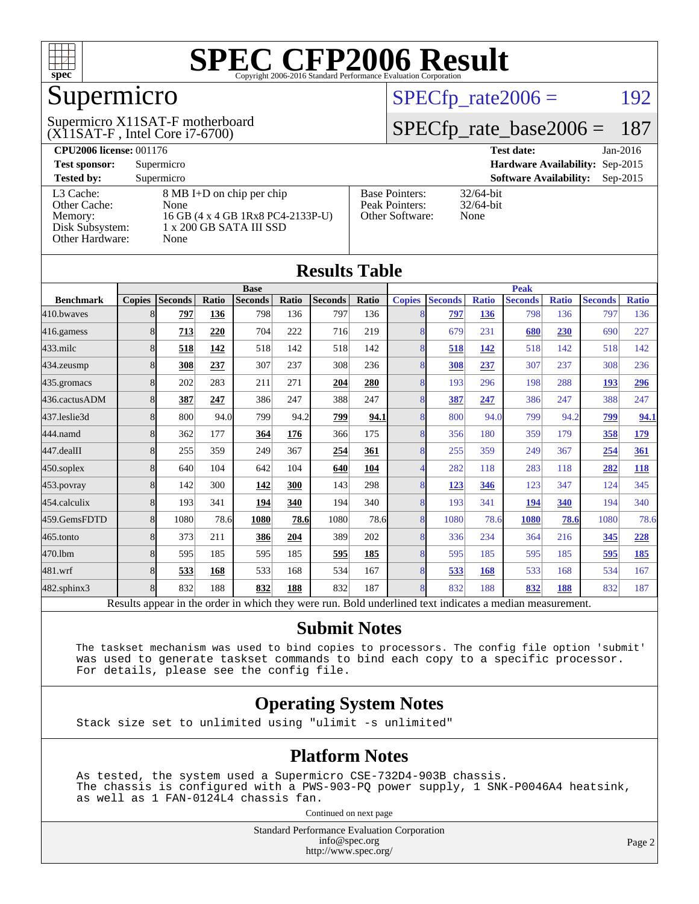# SPEC CFP2006 Result

Copyright 2006-2016 Standard Performance Evaluation Corporation

## Supermicro

Supermicro X11SAT-F motherboard
(X11SAT-F , Intel Core i7-6700)

SPECfp_rate2006 = 192

SPECfp_rate_base2006 = 187

| | | | |
|---|---|---|---|
| **CPU2006 license:** 001176 | | **Test date:** | Jan-2016 |
| **Test sponsor:** | Supermicro | **Hardware Availability:** | Sep-2015 |
| **Tested by:** | Supermicro | **Software Availability:** | Sep-2015 |

| | | | |
|---|---|---|---|
| L3 Cache: | 8 MB I+D on chip per chip | Base Pointers: | 32/64-bit |
| Other Cache: | None | Peak Pointers: | 32/64-bit |
| Memory: | 16 GB (4 x 4 GB 1Rx8 PC4-2133P-U) | Other Software: | None |
| Disk Subsystem: | 1 x 200 GB SATA III SSD | | |
| Other Hardware: | None | | |

## Results Table

| | Base | | | | | | | | Peak | | | | | | |
|---|---|---|---|---|---|---|---|---|---|---|---|---|---|---|---|
| **Benchmark** | **Copies** | **Seconds** | **Ratio** | **Seconds** | **Ratio** | **Seconds** | **Ratio** | **Copies** | **Seconds** | **Ratio** | **Seconds** | **Ratio** | **Seconds** | **Ratio** |
| 410.bwaves | 8 | **797** | **136** | 798 | 136 | 797 | 136 | 8 | **797** | **136** | 798 | 136 | 797 | 136 |
| 416.gamess | 8 | **713** | **220** | 704 | 222 | 716 | 219 | 8 | 679 | 231 | **680** | **230** | 690 | 227 |
| 433.milc | 8 | **518** | **142** | 518 | 142 | 518 | 142 | 8 | **518** | **142** | 518 | 142 | 518 | 142 |
| 434.zeusmp | 8 | **308** | **237** | 307 | 237 | 308 | 236 | 8 | **308** | **237** | 307 | 237 | 308 | 236 |
| 435.gromacs | 8 | 202 | 283 | 211 | 271 | **204** | **280** | 8 | 193 | 296 | 198 | 288 | **193** | **296** |
| 436.cactusADM | 8 | **387** | **247** | 386 | 247 | 388 | 247 | 8 | **387** | **247** | 386 | 247 | 388 | 247 |
| 437.leslie3d | 8 | 800 | 94.0 | 799 | 94.2 | **799** | **94.1** | 8 | 800 | 94.0 | 799 | 94.2 | **799** | **94.1** |
| 444.namd | 8 | 362 | 177 | **364** | **176** | 366 | 175 | 8 | 356 | 180 | 359 | 179 | **358** | **179** |
| 447.dealII | 8 | 255 | 359 | 249 | 367 | **254** | **361** | 8 | 255 | 359 | 249 | 367 | **254** | **361** |
| 450.soplex | 8 | 640 | 104 | 642 | 104 | **640** | **104** | 4 | 282 | 118 | 283 | 118 | **282** | **118** |
| 453.povray | 8 | 142 | 300 | **142** | **300** | 143 | 298 | 8 | **123** | **346** | 123 | 347 | 124 | 345 |
| 454.calculix | 8 | 193 | 341 | **194** | **340** | 194 | 340 | 8 | 193 | 341 | **194** | **340** | 194 | 340 |
| 459.GemsFDTD | 8 | 1080 | 78.6 | **1080** | **78.6** | 1080 | 78.6 | 8 | 1080 | 78.6 | **1080** | **78.6** | 1080 | 78.6 |
| 465.tonto | 8 | 373 | 211 | **386** | **204** | 389 | 202 | 8 | 336 | 234 | 364 | 216 | **345** | **228** |
| 470.lbm | 8 | 595 | 185 | 595 | 185 | **595** | **185** | 8 | 595 | 185 | 595 | 185 | **595** | **185** |
| 481.wrf | 8 | **533** | **168** | 533 | 168 | 534 | 167 | 8 | **533** | **168** | 533 | 168 | 534 | 167 |
| 482.sphinx3 | 8 | 832 | 188 | **832** | **188** | 832 | 187 | 8 | 832 | 188 | **832** | **188** | 832 | 187 |

Results appear in the order in which they were run. Bold underlined text indicates a median measurement.

## Submit Notes

```
The taskset mechanism was used to bind copies to processors. The config file option 'submit'
was used to generate taskset commands to bind each copy to a specific processor.
For details, please see the config file.
```

## Operating System Notes

```
Stack size set to unlimited using "ulimit -s unlimited"
```

## Platform Notes

```
As tested, the system used a Supermicro CSE-732D4-903B chassis.
The chassis is configured with a PWS-903-PQ power supply, 1 SNK-P0046A4 heatsink,
as well as 1 FAN-0124L4 chassis fan.
```

Continued on next page

Standard Performance Evaluation Corporation
info@spec.org
http://www.spec.org/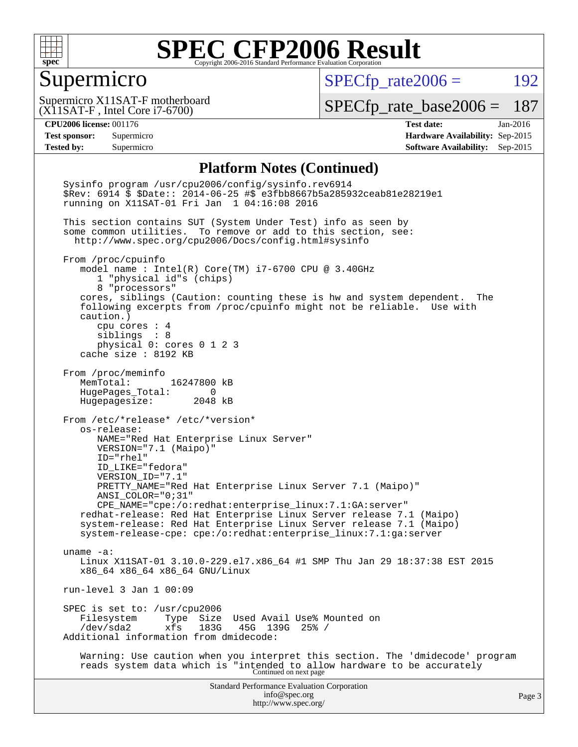# SPEC CFP2006 Result

## Supermicro

Supermicro X11SAT-F motherboard
(X11SAT-F , Intel Core i7-6700)

SPECfp_rate2006 = 192

SPECfp_rate_base2006 = 187

**CPU2006 license:** 001176
**Test sponsor:** Supermicro
**Tested by:** Supermicro

**Test date:** Jan-2016
**Hardware Availability:** Sep-2015
**Software Availability:** Sep-2015

### Platform Notes (Continued)

```
Sysinfo program /usr/cpu2006/config/sysinfo.rev6914
$Rev: 6914 $ $Date:: 2014-06-25 #$ e3fbb8667b5a285932ceab81e28219e1
running on X11SAT-01 Fri Jan  1 04:16:08 2016

This section contains SUT (System Under Test) info as seen by
some common utilities.  To remove or add to this section, see:
  http://www.spec.org/cpu2006/Docs/config.html#sysinfo

From /proc/cpuinfo
   model name : Intel(R) Core(TM) i7-6700 CPU @ 3.40GHz
      1 "physical id"s (chips)
      8 "processors"
   cores, siblings (Caution: counting these is hw and system dependent.  The
   following excerpts from /proc/cpuinfo might not be reliable.  Use with
   caution.)
      cpu cores : 4
      siblings  : 8
      physical 0: cores 0 1 2 3
   cache size : 8192 KB

From /proc/meminfo
   MemTotal:       16247800 kB
   HugePages_Total:       0
   Hugepagesize:       2048 kB

From /etc/*release* /etc/*version*
   os-release:
      NAME="Red Hat Enterprise Linux Server"
      VERSION="7.1 (Maipo)"
      ID="rhel"
      ID_LIKE="fedora"
      VERSION_ID="7.1"
      PRETTY_NAME="Red Hat Enterprise Linux Server 7.1 (Maipo)"
      ANSI_COLOR="0;31"
      CPE_NAME="cpe:/o:redhat:enterprise_linux:7.1:GA:server"
   redhat-release: Red Hat Enterprise Linux Server release 7.1 (Maipo)
   system-release: Red Hat Enterprise Linux Server release 7.1 (Maipo)
   system-release-cpe: cpe:/o:redhat:enterprise_linux:7.1:ga:server

uname -a:
   Linux X11SAT-01 3.10.0-229.el7.x86_64 #1 SMP Thu Jan 29 18:37:38 EST 2015
   x86_64 x86_64 x86_64 GNU/Linux

run-level 3 Jan 1 00:09

SPEC is set to: /usr/cpu2006
   Filesystem     Type  Size  Used Avail Use% Mounted on
   /dev/sda2      xfs   183G   45G  139G  25% /
Additional information from dmidecode:

   Warning: Use caution when you interpret this section. The 'dmidecode' program
   reads system data which is "intended to allow hardware to be accurately
```

Continued on next page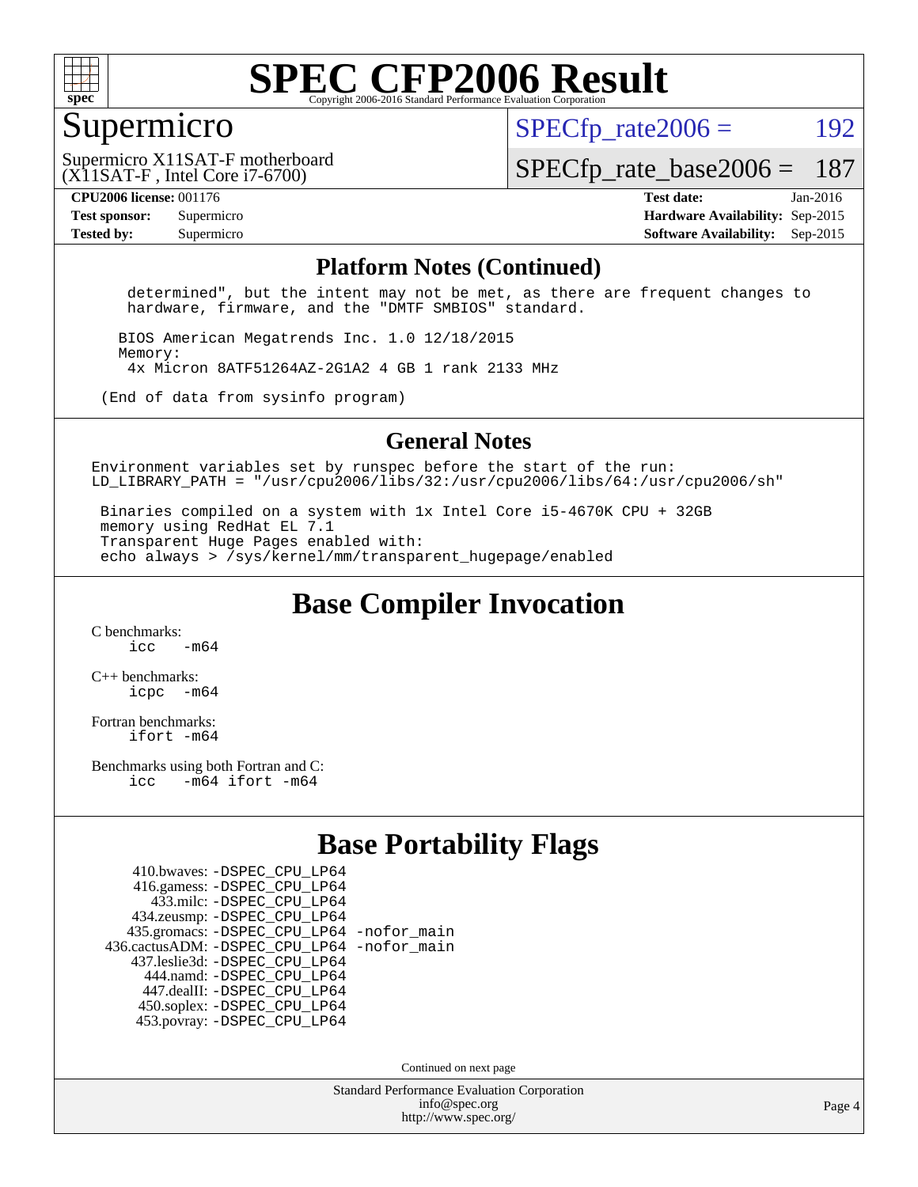# SPEC CFP2006 Result

## Supermicro

Supermicro X11SAT-F motherboard
(X11SAT-F , Intel Core i7-6700)

SPECfp_rate2006 = 192

SPECfp_rate_base2006 = 187

| | | | |
|---|---|---|---|
| **CPU2006 license:** 001176 | | **Test date:** | Jan-2016 |
| **Test sponsor:** | Supermicro | **Hardware Availability:** | Sep-2015 |
| **Tested by:** | Supermicro | **Software Availability:** | Sep-2015 |

### Platform Notes (Continued)

```
  determined", but the intent may not be met, as there are frequent changes to
  hardware, firmware, and the "DMTF SMBIOS" standard.

 BIOS American Megatrends Inc. 1.0 12/18/2015
 Memory:
  4x Micron 8ATF51264AZ-2G1A2 4 GB 1 rank 2133 MHz

(End of data from sysinfo program)
```

### General Notes

```
Environment variables set by runspec before the start of the run:
LD_LIBRARY_PATH = "/usr/cpu2006/libs/32:/usr/cpu2006/libs/64:/usr/cpu2006/sh"

 Binaries compiled on a system with 1x Intel Core i5-4670K CPU + 32GB
 memory using RedHat EL 7.1
 Transparent Huge Pages enabled with:
 echo always > /sys/kernel/mm/transparent_hugepage/enabled
```

## Base Compiler Invocation

C benchmarks:
`icc -m64`

C++ benchmarks:
`icpc -m64`

Fortran benchmarks:
`ifort -m64`

Benchmarks using both Fortran and C:
`icc -m64 ifort -m64`

## Base Portability Flags

```
     410.bwaves: -DSPEC_CPU_LP64
     416.gamess: -DSPEC_CPU_LP64
       433.milc: -DSPEC_CPU_LP64
    434.zeusmp: -DSPEC_CPU_LP64
   435.gromacs: -DSPEC_CPU_LP64 -nofor_main
436.cactusADM: -DSPEC_CPU_LP64 -nofor_main
   437.leslie3d: -DSPEC_CPU_LP64
      444.namd: -DSPEC_CPU_LP64
     447.dealII: -DSPEC_CPU_LP64
    450.soplex: -DSPEC_CPU_LP64
    453.povray: -DSPEC_CPU_LP64
```

Continued on next page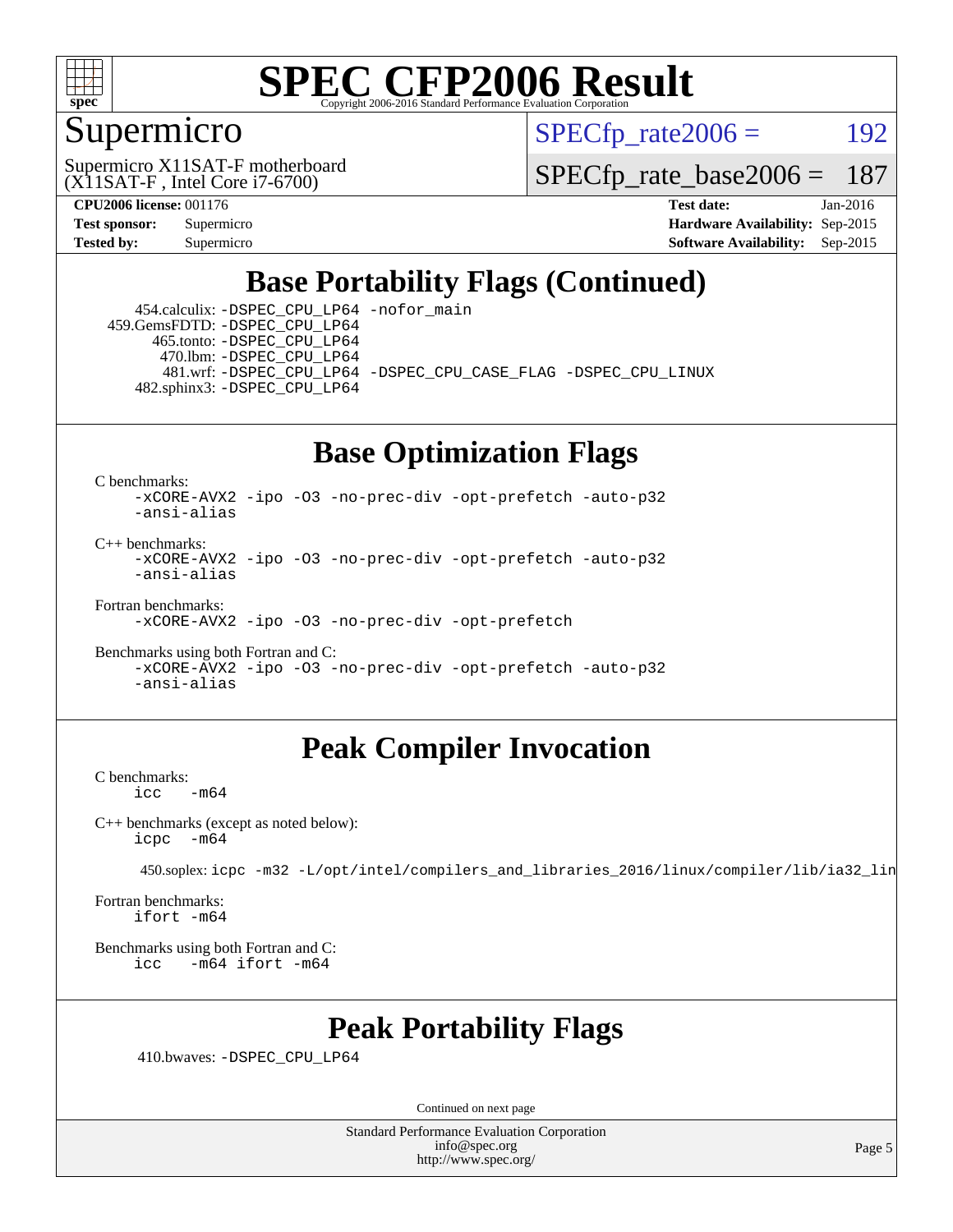# SPEC CFP2006 Result

Copyright 2006-2016 Standard Performance Evaluation Corporation

## Supermicro

Supermicro X11SAT-F motherboard
(X11SAT-F , Intel Core i7-6700)

SPECfp_rate2006 = 192

SPECfp_rate_base2006 = 187

**CPU2006 license:** 001176
**Test sponsor:** Supermicro
**Tested by:** Supermicro

**Test date:** Jan-2016
**Hardware Availability:** Sep-2015
**Software Availability:** Sep-2015

## Base Portability Flags (Continued)

454.calculix: -DSPEC_CPU_LP64 -nofor_main
459.GemsFDTD: -DSPEC_CPU_LP64
465.tonto: -DSPEC_CPU_LP64
470.lbm: -DSPEC_CPU_LP64
481.wrf: -DSPEC_CPU_LP64 -DSPEC_CPU_CASE_FLAG -DSPEC_CPU_LINUX
482.sphinx3: -DSPEC_CPU_LP64

## Base Optimization Flags

C benchmarks:
-xCORE-AVX2 -ipo -O3 -no-prec-div -opt-prefetch -auto-p32 -ansi-alias

C++ benchmarks:
-xCORE-AVX2 -ipo -O3 -no-prec-div -opt-prefetch -auto-p32 -ansi-alias

Fortran benchmarks:
-xCORE-AVX2 -ipo -O3 -no-prec-div -opt-prefetch

Benchmarks using both Fortran and C:
-xCORE-AVX2 -ipo -O3 -no-prec-div -opt-prefetch -auto-p32 -ansi-alias

## Peak Compiler Invocation

C benchmarks:
icc -m64

C++ benchmarks (except as noted below):
icpc -m64

450.soplex: icpc -m32 -L/opt/intel/compilers_and_libraries_2016/linux/compiler/lib/ia32_lin

Fortran benchmarks:
ifort -m64

Benchmarks using both Fortran and C:
icc -m64 ifort -m64

## Peak Portability Flags

410.bwaves: -DSPEC_CPU_LP64

Continued on next page

Standard Performance Evaluation Corporation
info@spec.org
http://www.spec.org/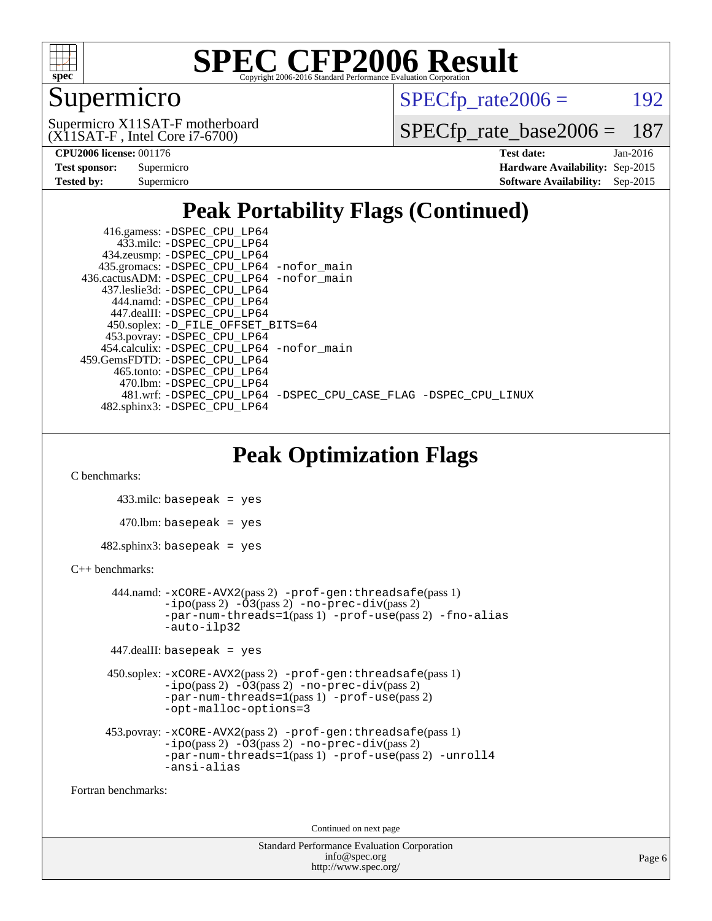# SPEC CFP2006 Result

Copyright 2006-2016 Standard Performance Evaluation Corporation

## Supermicro

Supermicro X11SAT-F motherboard
(X11SAT-F , Intel Core i7-6700)

SPECfp_rate2006 = 192

SPECfp_rate_base2006 = 187

| | | | |
|---|---|---|---|
| **CPU2006 license:** 001176 | | **Test date:** | Jan-2016 |
| **Test sponsor:** | Supermicro | **Hardware Availability:** | Sep-2015 |
| **Tested by:** | Supermicro | **Software Availability:** | Sep-2015 |

## Peak Portability Flags (Continued)

```
     416.gamess: -DSPEC_CPU_LP64
       433.milc: -DSPEC_CPU_LP64
     434.zeusmp: -DSPEC_CPU_LP64
    435.gromacs: -DSPEC_CPU_LP64 -nofor_main
 436.cactusADM: -DSPEC_CPU_LP64 -nofor_main
   437.leslie3d: -DSPEC_CPU_LP64
      444.namd: -DSPEC_CPU_LP64
     447.dealII: -DSPEC_CPU_LP64
    450.soplex: -D_FILE_OFFSET_BITS=64
    453.povray: -DSPEC_CPU_LP64
   454.calculix: -DSPEC_CPU_LP64 -nofor_main
 459.GemsFDTD: -DSPEC_CPU_LP64
      465.tonto: -DSPEC_CPU_LP64
        470.lbm: -DSPEC_CPU_LP64
        481.wrf: -DSPEC_CPU_LP64 -DSPEC_CPU_CASE_FLAG -DSPEC_CPU_LINUX
    482.sphinx3: -DSPEC_CPU_LP64
```

## Peak Optimization Flags

C benchmarks:

433.milc: basepeak = yes

470.lbm: basepeak = yes

482.sphinx3: basepeak = yes

C++ benchmarks:

444.namd: -xCORE-AVX2(pass 2) -prof-gen:threadsafe(pass 1) -ipo(pass 2) -O3(pass 2) -no-prec-div(pass 2) -par-num-threads=1(pass 1) -prof-use(pass 2) -fno-alias -auto-ilp32

447.dealII: basepeak = yes

450.soplex: -xCORE-AVX2(pass 2) -prof-gen:threadsafe(pass 1) -ipo(pass 2) -O3(pass 2) -no-prec-div(pass 2) -par-num-threads=1(pass 1) -prof-use(pass 2) -opt-malloc-options=3

453.povray: -xCORE-AVX2(pass 2) -prof-gen:threadsafe(pass 1) -ipo(pass 2) -O3(pass 2) -no-prec-div(pass 2) -par-num-threads=1(pass 1) -prof-use(pass 2) -unroll4 -ansi-alias

Fortran benchmarks:

Continued on next page

Standard Performance Evaluation Corporation
info@spec.org
http://www.spec.org/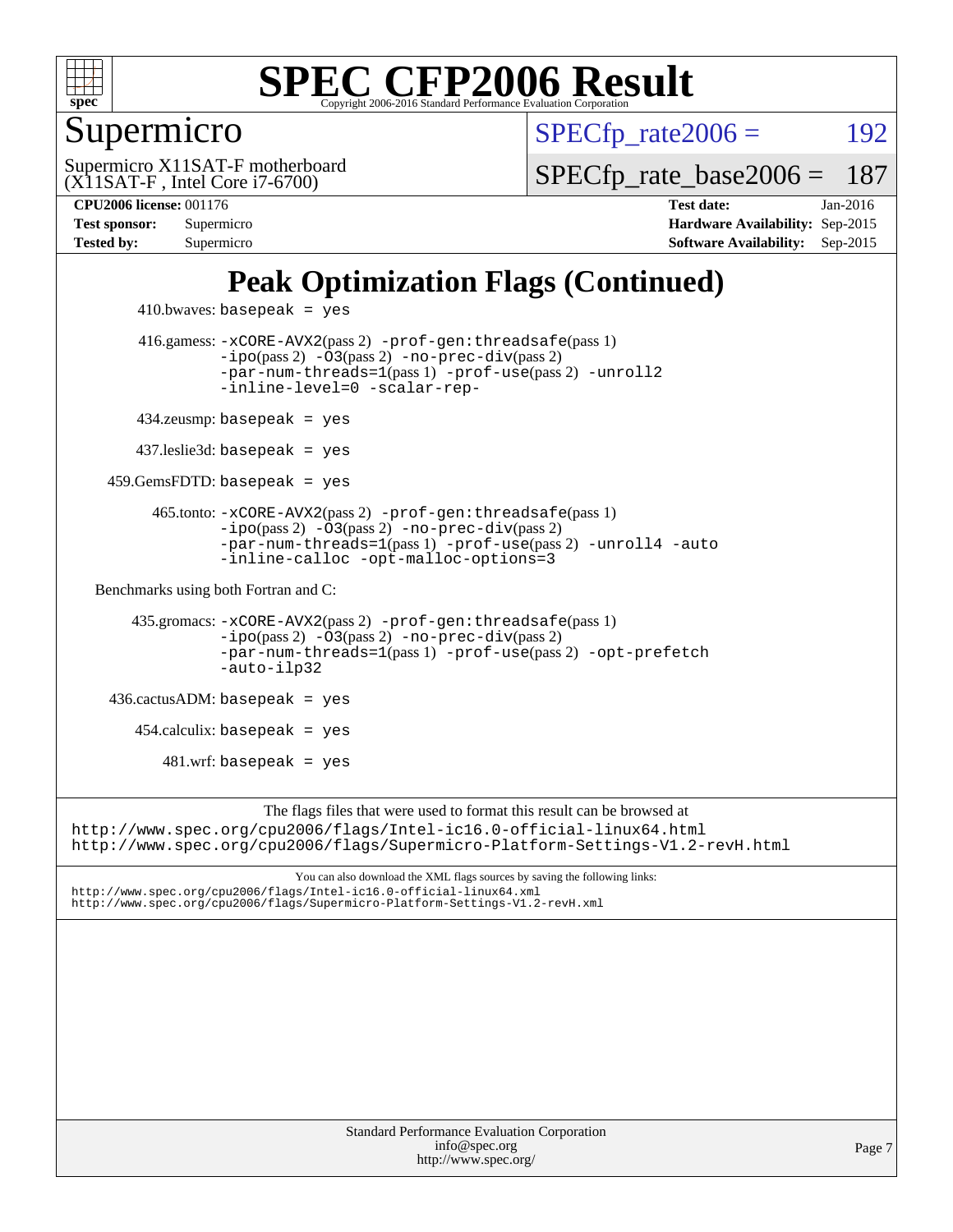# SPEC CFP2006 Result

Copyright 2006-2016 Standard Performance Evaluation Corporation

## Supermicro

Supermicro X11SAT-F motherboard
(X11SAT-F , Intel Core i7-6700)

SPECfp_rate2006 = 192

SPECfp_rate_base2006 = 187

**CPU2006 license:** 001176
**Test sponsor:** Supermicro
**Tested by:** Supermicro

**Test date:** Jan-2016
**Hardware Availability:** Sep-2015
**Software Availability:** Sep-2015

## Peak Optimization Flags (Continued)

410.bwaves: basepeak = yes

416.gamess: -xCORE-AVX2(pass 2) -prof-gen:threadsafe(pass 1) -ipo(pass 2) -O3(pass 2) -no-prec-div(pass 2) -par-num-threads=1(pass 1) -prof-use(pass 2) -unroll2 -inline-level=0 -scalar-rep-

434.zeusmp: basepeak = yes

437.leslie3d: basepeak = yes

459.GemsFDTD: basepeak = yes

465.tonto: -xCORE-AVX2(pass 2) -prof-gen:threadsafe(pass 1) -ipo(pass 2) -O3(pass 2) -no-prec-div(pass 2) -par-num-threads=1(pass 1) -prof-use(pass 2) -unroll4 -auto -inline-calloc -opt-malloc-options=3

Benchmarks using both Fortran and C:

435.gromacs: -xCORE-AVX2(pass 2) -prof-gen:threadsafe(pass 1) -ipo(pass 2) -O3(pass 2) -no-prec-div(pass 2) -par-num-threads=1(pass 1) -prof-use(pass 2) -opt-prefetch -auto-ilp32

436.cactusADM: basepeak = yes

454.calculix: basepeak = yes

481.wrf: basepeak = yes

The flags files that were used to format this result can be browsed at
http://www.spec.org/cpu2006/flags/Intel-ic16.0-official-linux64.html
http://www.spec.org/cpu2006/flags/Supermicro-Platform-Settings-V1.2-revH.html

You can also download the XML flags sources by saving the following links:
http://www.spec.org/cpu2006/flags/Intel-ic16.0-official-linux64.xml
http://www.spec.org/cpu2006/flags/Supermicro-Platform-Settings-V1.2-revH.xml

Standard Performance Evaluation Corporation
info@spec.org
http://www.spec.org/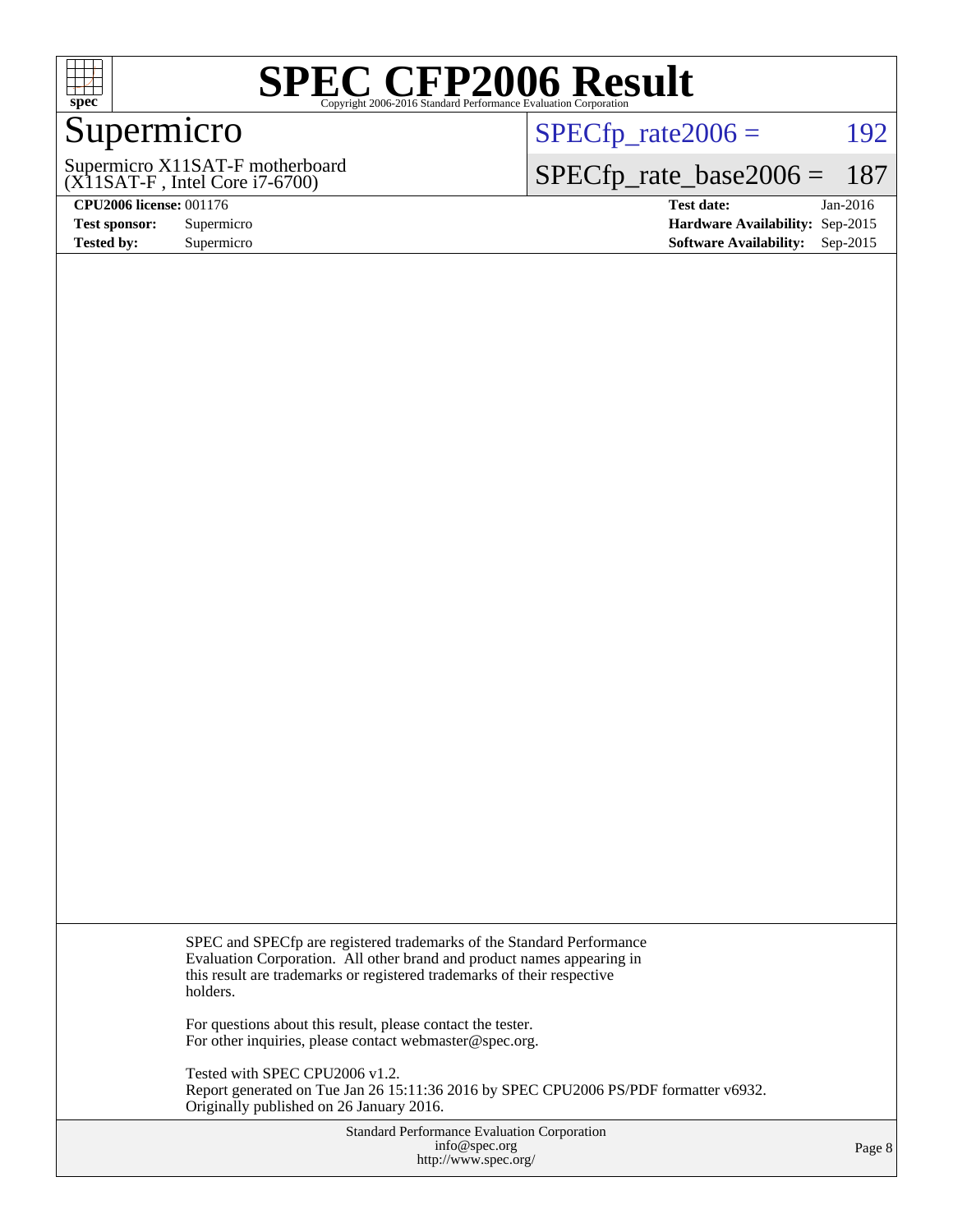SPEC and SPECfp are registered trademarks of the Standard Performance Evaluation Corporation. All other brand and product names appearing in this result are trademarks or registered trademarks of their respective holders.

For questions about this result, please contact the tester.
For other inquiries, please contact webmaster@spec.org.

Tested with SPEC CPU2006 v1.2.
Report generated on Tue Jan 26 15:11:36 2016 by SPEC CPU2006 PS/PDF formatter v6932.
Originally published on 26 January 2016.